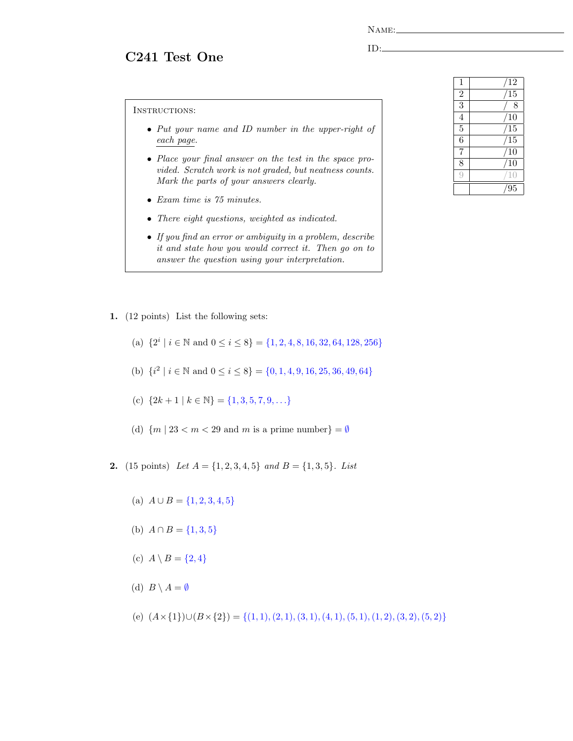Name:

ID:

# C241 Test One

| | |
|---|---|
| 1 | /12 |
| 2 | /15 |
| 3 | / 8 |
| 4 | /10 |
| 5 | /15 |
| 6 | /15 |
| 7 | /10 |
| 8 | /10 |
| 9 | /10 |
| | /95 |

Instructions:

- *Put your name and ID number in the upper-right of each page.*
- *Place your final answer on the test in the space provided. Scratch work is not graded, but neatness counts. Mark the parts of your answers clearly.*
- *Exam time is 75 minutes.*
- *There eight questions, weighted as indicated.*
- *If you find an error or ambiguity in a problem, describe it and state how you would correct it. Then go on to answer the question using your interpretation.*

**1.** (12 points) List the following sets:

(a) $\{2^i \mid i \in \mathbb{N} \text{ and } 0 \leq i \leq 8\} = \{1, 2, 4, 8, 16, 32, 64, 128, 256\}$

(b) $\{i^2 \mid i \in \mathbb{N} \text{ and } 0 \leq i \leq 8\} = \{0, 1, 4, 9, 16, 25, 36, 49, 64\}$

(c) $\{2k + 1 \mid k \in \mathbb{N}\} = \{1, 3, 5, 7, 9, \ldots\}$

(d) $\{m \mid 23 < m < 29 \text{ and } m \text{ is a prime number}\} = \emptyset$

**2.** (15 points) *Let* $A = \{1, 2, 3, 4, 5\}$ *and* $B = \{1, 3, 5\}$. *List*

(a) $A \cup B = \{1, 2, 3, 4, 5\}$

(b) $A \cap B = \{1, 3, 5\}$

(c) $A \setminus B = \{2, 4\}$

(d) $B \setminus A = \emptyset$

(e) $(A \times \{1\}) \cup (B \times \{2\}) = \{(1, 1), (2, 1), (3, 1), (4, 1), (5, 1), (1, 2), (3, 2), (5, 2)\}$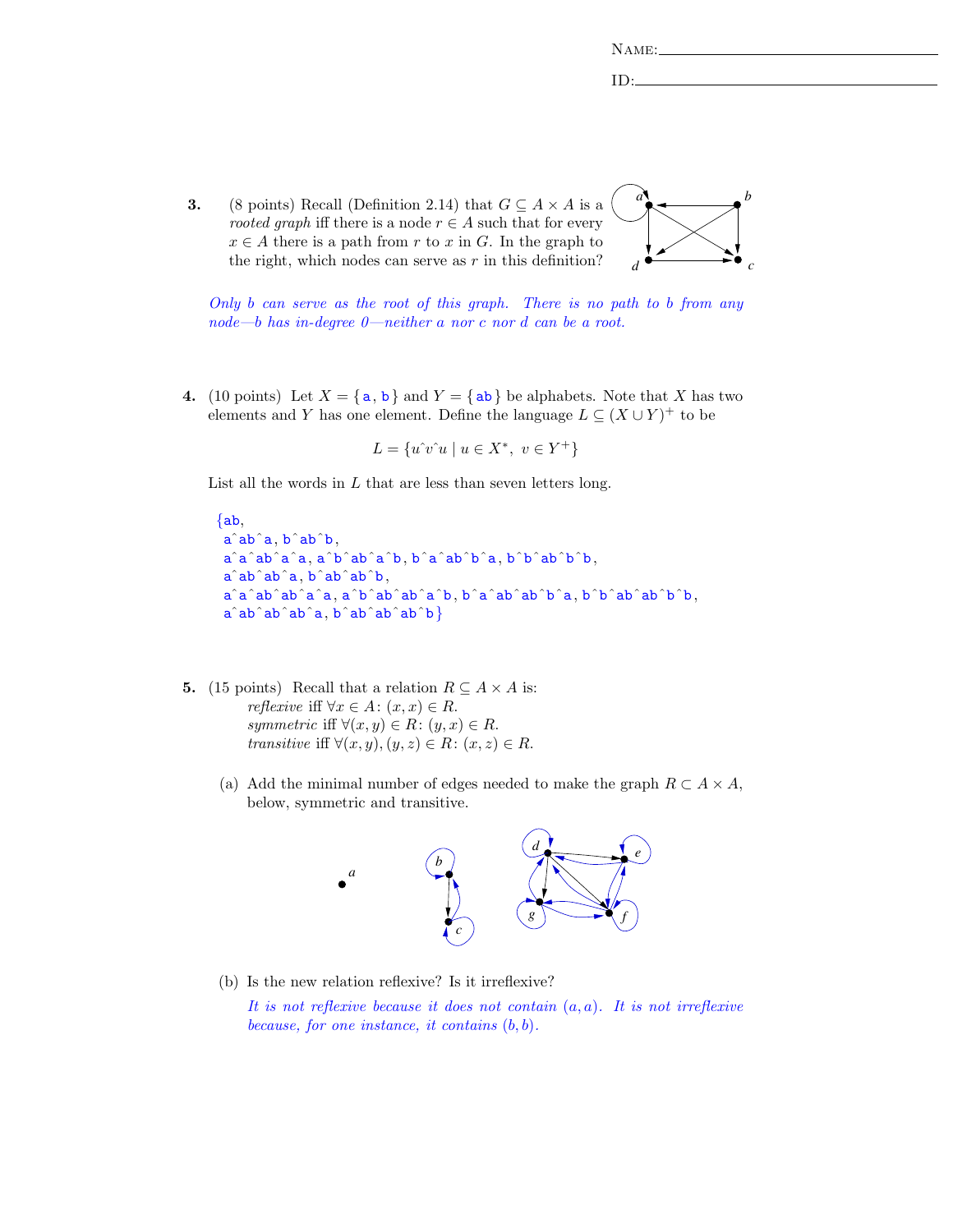Name: \_\_\_\_\_\_\_\_\_\_\_\_\_\_\_\_\_\_\_\_\_\_\_\_\_\_\_\_\_\_

ID: \_\_\_\_\_\_\_\_\_\_\_\_\_\_\_\_\_\_\_\_\_\_\_\_\_\_\_\_\_\_

**3.** (8 points) Recall (Definition 2.14) that $G \subseteq A \times A$ is a *rooted graph* iff there is a node $r \in A$ such that for every $x \in A$ there is a path from $r$ to $x$ in $G$. In the graph to the right, which nodes can serve as $r$ in this definition?

*Only b can serve as the root of this graph. There is no path to b from any node—b has in-degree 0—neither a nor c nor d can be a root.*

**4.** (10 points) Let $X = \{\texttt{a}, \texttt{b}\}$ and $Y = \{\texttt{ab}\}$ be alphabets. Note that $X$ has two elements and $Y$ has one element. Define the language $L \subseteq (X \cup Y)^+$ to be

$$L = \{u\hat{\ }v\hat{\ }u \mid u \in X^*,\ v \in Y^+\}$$

List all the words in $L$ that are less than seven letters long.

{ab,
a^ab^a, b^ab^b,
a^a^ab^a^a, a^b^ab^a^b, b^a^ab^b^a, b^b^ab^b^b,
a^ab^ab^a, b^ab^ab^b,
a^a^ab^ab^a^a, a^b^ab^ab^a^b, b^a^ab^ab^b^a, b^b^ab^ab^b^b,
a^ab^ab^ab^a, b^ab^ab^ab^b}

**5.** (15 points) Recall that a relation $R \subseteq A \times A$ is:
*reflexive* iff $\forall x \in A$: $(x, x) \in R$.
*symmetric* iff $\forall (x, y) \in R$: $(y, x) \in R$.
*transitive* iff $\forall (x, y), (y, z) \in R$: $(x, z) \in R$.

(a) Add the minimal number of edges needed to make the graph $R \subset A \times A$, below, symmetric and transitive.

(b) Is the new relation reflexive? Is it irreflexive?

*It is not reflexive because it does not contain $(a, a)$. It is not irreflexive because, for one instance, it contains $(b, b)$.*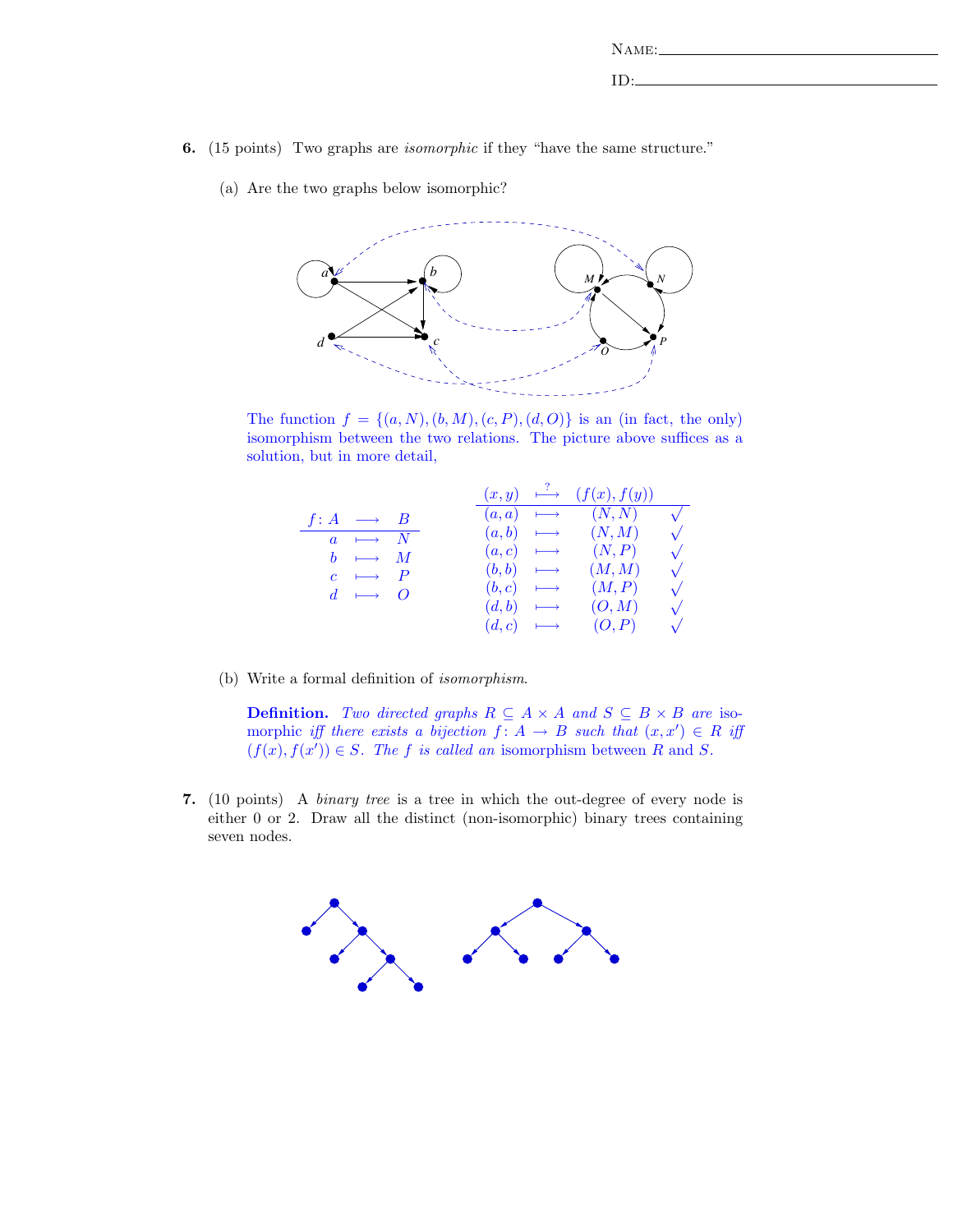**6.** (15 points) Two graphs are *isomorphic* if they "have the same structure."

(a) Are the two graphs below isomorphic?

The function $f = \{(a, N), (b, M), (c, P), (d, O)\}$ is an (in fact, the only) isomorphism between the two relations. The picture above suffices as a solution, but in more detail,

| $f\colon A$ | $\longrightarrow$ | $B$ |
|---|---|---|
| $a$ | $\longmapsto$ | $N$ |
| $b$ | $\longmapsto$ | $M$ |
| $c$ | $\longmapsto$ | $P$ |
| $d$ | $\longmapsto$ | $O$ |

| $(x, y)$ | $\overset{?}{\longmapsto}$ | $(f(x), f(y))$ | |
|---|---|---|---|
| $(a, a)$ | $\longmapsto$ | $(N, N)$ | $\surd$ |
| $(a, b)$ | $\longmapsto$ | $(N, M)$ | $\surd$ |
| $(a, c)$ | $\longmapsto$ | $(N, P)$ | $\surd$ |
| $(b, b)$ | $\longmapsto$ | $(M, M)$ | $\surd$ |
| $(b, c)$ | $\longmapsto$ | $(M, P)$ | $\surd$ |
| $(d, b)$ | $\longmapsto$ | $(O, M)$ | $\surd$ |
| $(d, c)$ | $\longmapsto$ | $(O, P)$ | $\surd$ |

(b) Write a formal definition of *isomorphism*.

**Definition.** *Two directed graphs $R \subseteq A \times A$ and $S \subseteq B \times B$ are* isomorphic *iff there exists a bijection $f\colon A \to B$ such that $(x, x') \in R$ iff $(f(x), f(x')) \in S$. The $f$ is called an* isomorphism between $R$ and $S$.

**7.** (10 points) A *binary tree* is a tree in which the out-degree of every node is either 0 or 2. Draw all the distinct (non-isomorphic) binary trees containing seven nodes.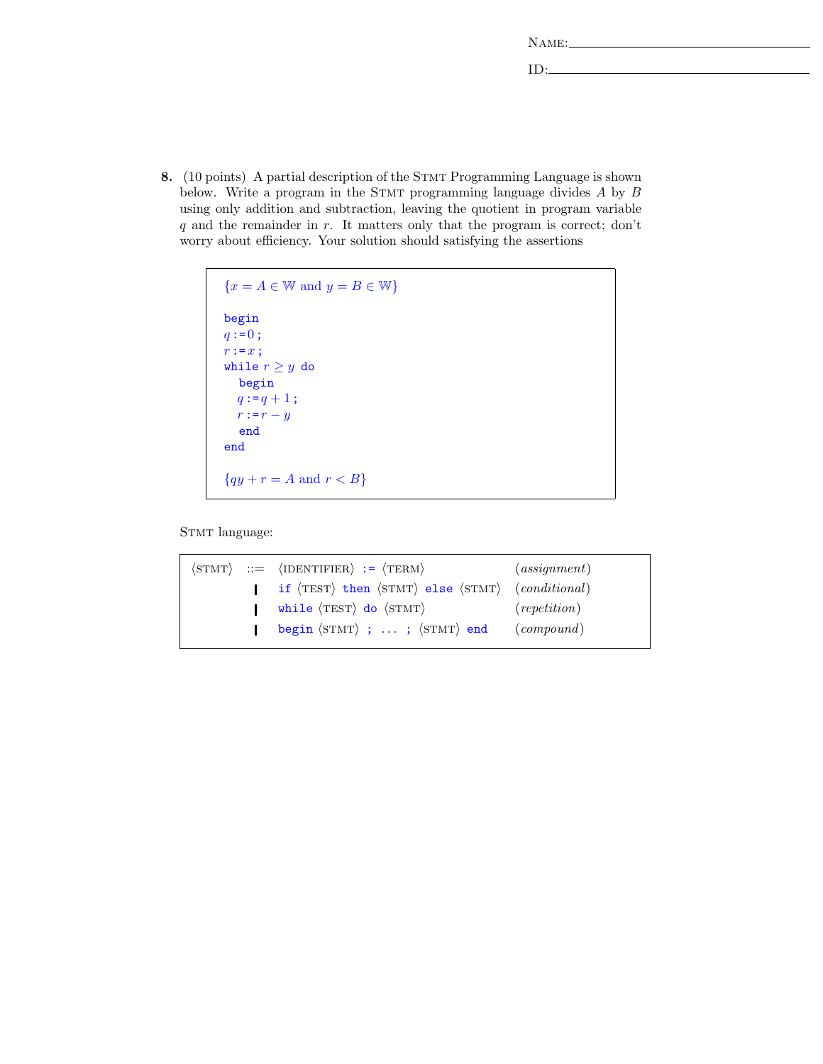Name:\_\_\_\_\_\_\_\_\_\_\_\_\_\_\_\_\_\_\_\_\_\_\_\_\_\_\_\_

ID:\_\_\_\_\_\_\_\_\_\_\_\_\_\_\_\_\_\_\_\_\_\_\_\_\_\_\_\_\_\_\_

**8.** (10 points) A partial description of the STMT Programming Language is shown below. Write a program in the STMT programming language divides $A$ by $B$ using only addition and subtraction, leaving the quotient in program variable $q$ and the remainder in $r$. It matters only that the program is correct; don't worry about efficiency. Your solution should satisfying the assertions

```
{x = A ∈ 𝕎 and y = B ∈ 𝕎}

begin
q := 0;
r := x;
while r ≥ y do
  begin
  q := q + 1;
  r := r − y
  end
end

{qy + r = A and r < B}
```

STMT language:

| | | | |
|---|---|---|---|
| ⟨STMT⟩ | ::= | ⟨IDENTIFIER⟩ `:=` ⟨TERM⟩ | (*assignment*) |
| | \| | `if` ⟨TEST⟩ `then` ⟨STMT⟩ `else` ⟨STMT⟩ | (*conditional*) |
| | \| | `while` ⟨TEST⟩ `do` ⟨STMT⟩ | (*repetition*) |
| | \| | `begin` ⟨STMT⟩ `;` … `;` ⟨STMT⟩ `end` | (*compound*) |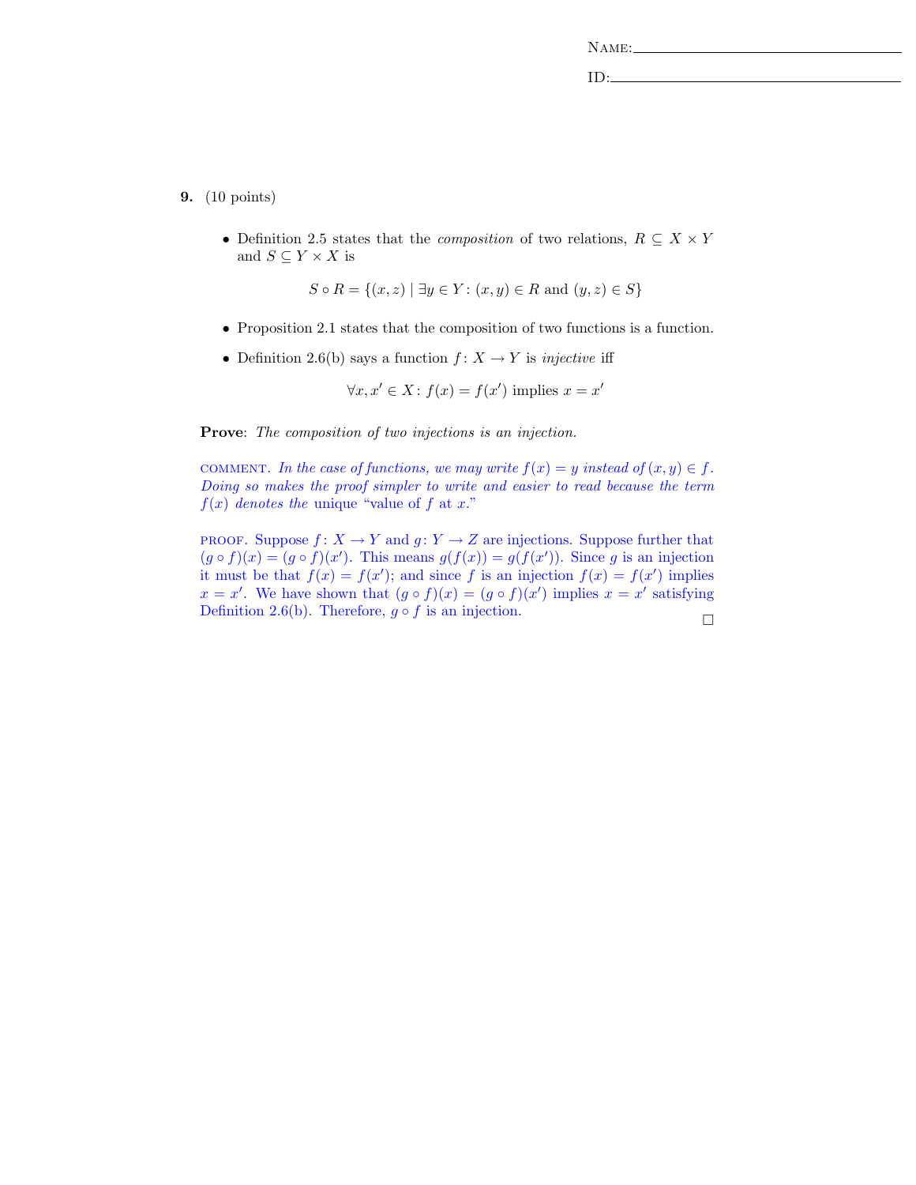Name: \_\_\_\_\_\_\_\_\_\_\_\_\_\_\_\_\_\_\_\_

ID: \_\_\_\_\_\_\_\_\_\_\_\_\_\_\_\_\_\_\_\_

**9.** (10 points)

- Definition 2.5 states that the *composition* of two relations, $R \subseteq X \times Y$ and $S \subseteq Y \times X$ is

$$S \circ R = \{(x, z) \mid \exists y \in Y : (x, y) \in R \text{ and } (y, z) \in S\}$$

- Proposition 2.1 states that the composition of two functions is a function.
- Definition 2.6(b) says a function $f : X \to Y$ is *injective* iff

$$\forall x, x' \in X : f(x) = f(x') \text{ implies } x = x'$$

**Prove**: *The composition of two injections is an injection.*

Comment. *In the case of functions, we may write $f(x) = y$ instead of $(x, y) \in f$. Doing so makes the proof simpler to write and easier to read because the term $f(x)$ denotes the* unique "value of $f$ at $x$."

Proof. Suppose $f : X \to Y$ and $g : Y \to Z$ are injections. Suppose further that $(g \circ f)(x) = (g \circ f)(x')$. This means $g(f(x)) = g(f(x'))$. Since $g$ is an injection it must be that $f(x) = f(x')$; and since $f$ is an injection $f(x) = f(x')$ implies $x = x'$. We have shown that $(g \circ f)(x) = (g \circ f)(x')$ implies $x = x'$ satisfying Definition 2.6(b). Therefore, $g \circ f$ is an injection. □